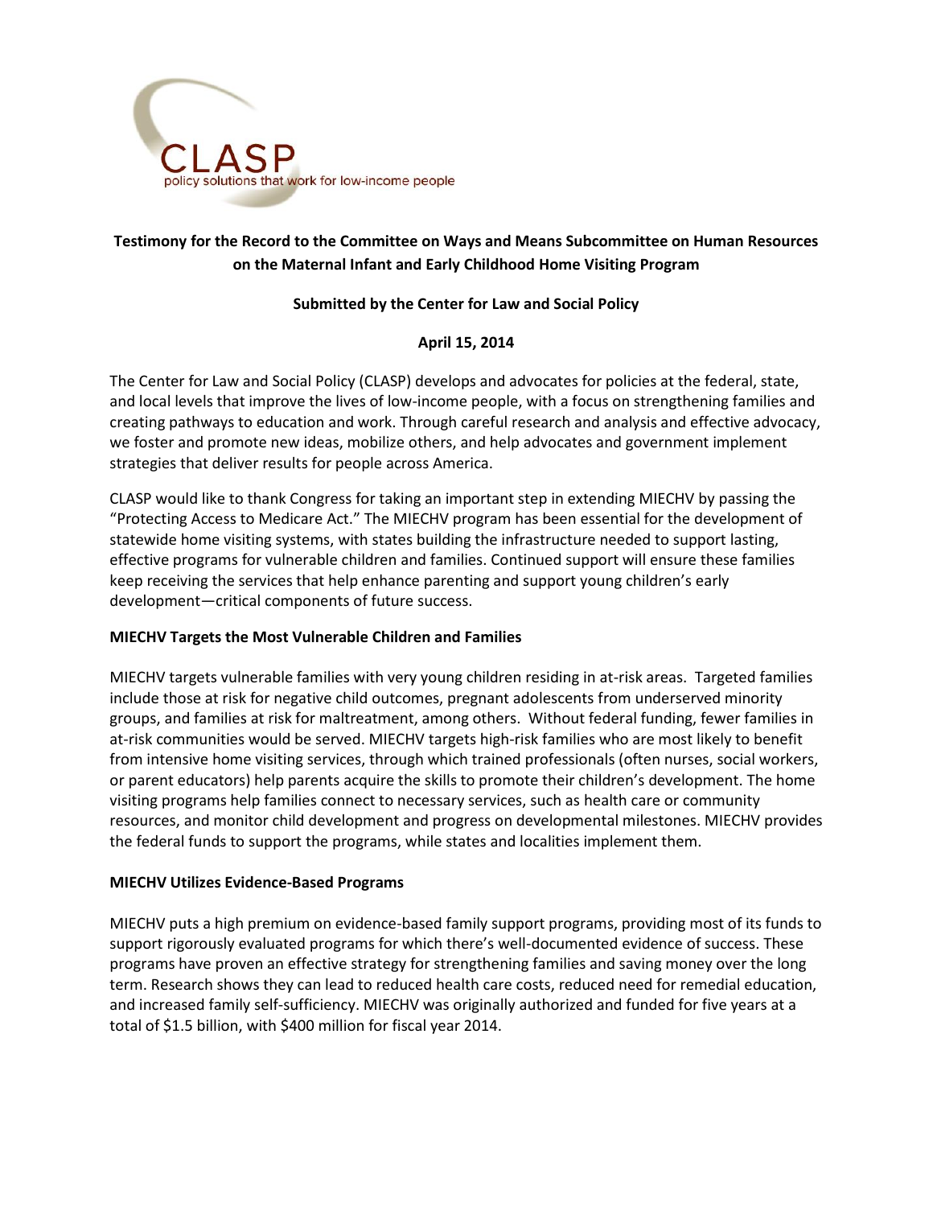CLASP

policy solutions that work for low-income people

**Testimony for the Record to the Committee on Ways and Means Subcommittee on Human Resources on the Maternal Infant and Early Childhood Home Visiting Program**

**Submitted by the Center for Law and Social Policy**

**April 15, 2014**

The Center for Law and Social Policy (CLASP) develops and advocates for policies at the federal, state, and local levels that improve the lives of low-income people, with a focus on strengthening families and creating pathways to education and work. Through careful research and analysis and effective advocacy, we foster and promote new ideas, mobilize others, and help advocates and government implement strategies that deliver results for people across America.

CLASP would like to thank Congress for taking an important step in extending MIECHV by passing the "Protecting Access to Medicare Act." The MIECHV program has been essential for the development of statewide home visiting systems, with states building the infrastructure needed to support lasting, effective programs for vulnerable children and families. Continued support will ensure these families keep receiving the services that help enhance parenting and support young children's early development—critical components of future success.

**MIECHV Targets the Most Vulnerable Children and Families**

MIECHV targets vulnerable families with very young children residing in at-risk areas. Targeted families include those at risk for negative child outcomes, pregnant adolescents from underserved minority groups, and families at risk for maltreatment, among others. Without federal funding, fewer families in at-risk communities would be served. MIECHV targets high-risk families who are most likely to benefit from intensive home visiting services, through which trained professionals (often nurses, social workers, or parent educators) help parents acquire the skills to promote their children's development. The home visiting programs help families connect to necessary services, such as health care or community resources, and monitor child development and progress on developmental milestones. MIECHV provides the federal funds to support the programs, while states and localities implement them.

**MIECHV Utilizes Evidence-Based Programs**

MIECHV puts a high premium on evidence-based family support programs, providing most of its funds to support rigorously evaluated programs for which there's well-documented evidence of success. These programs have proven an effective strategy for strengthening families and saving money over the long term. Research shows they can lead to reduced health care costs, reduced need for remedial education, and increased family self-sufficiency. MIECHV was originally authorized and funded for five years at a total of $1.5 billion, with $400 million for fiscal year 2014.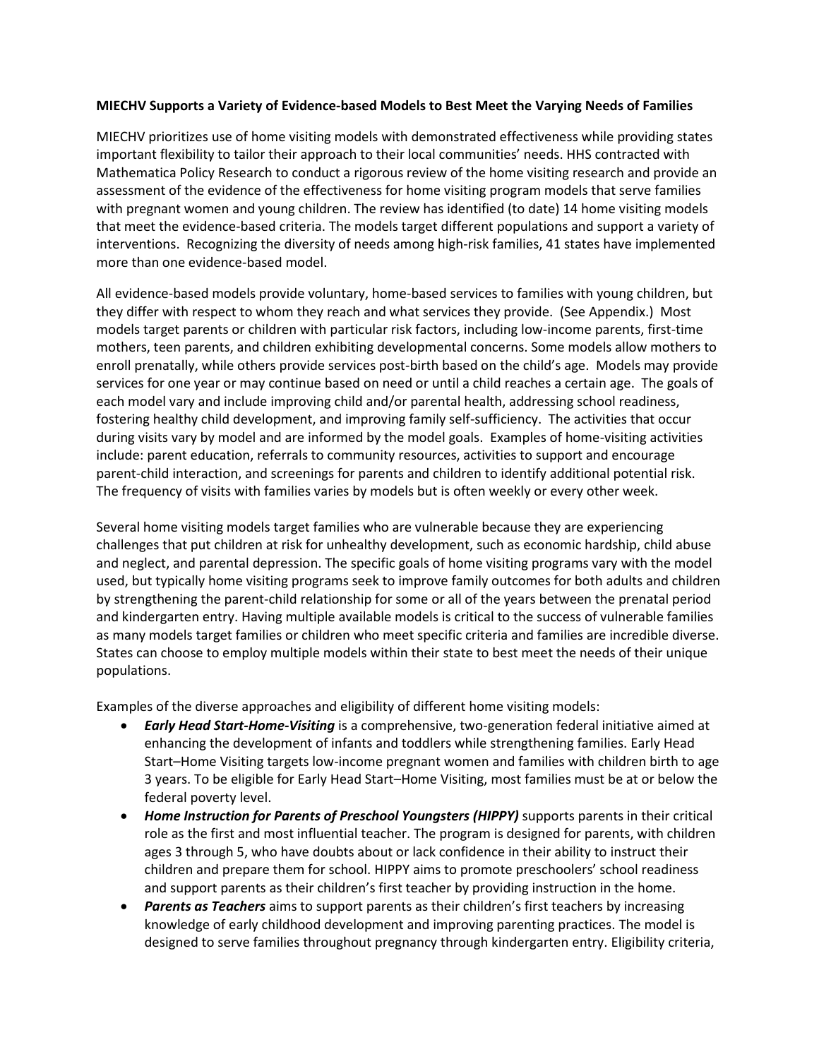**MIECHV Supports a Variety of Evidence-based Models to Best Meet the Varying Needs of Families**

MIECHV prioritizes use of home visiting models with demonstrated effectiveness while providing states important flexibility to tailor their approach to their local communities' needs. HHS contracted with Mathematica Policy Research to conduct a rigorous review of the home visiting research and provide an assessment of the evidence of the effectiveness for home visiting program models that serve families with pregnant women and young children. The review has identified (to date) 14 home visiting models that meet the evidence-based criteria. The models target different populations and support a variety of interventions. Recognizing the diversity of needs among high-risk families, 41 states have implemented more than one evidence-based model.

All evidence-based models provide voluntary, home-based services to families with young children, but they differ with respect to whom they reach and what services they provide. (See Appendix.) Most models target parents or children with particular risk factors, including low-income parents, first-time mothers, teen parents, and children exhibiting developmental concerns. Some models allow mothers to enroll prenatally, while others provide services post-birth based on the child's age. Models may provide services for one year or may continue based on need or until a child reaches a certain age. The goals of each model vary and include improving child and/or parental health, addressing school readiness, fostering healthy child development, and improving family self-sufficiency. The activities that occur during visits vary by model and are informed by the model goals. Examples of home-visiting activities include: parent education, referrals to community resources, activities to support and encourage parent-child interaction, and screenings for parents and children to identify additional potential risk. The frequency of visits with families varies by models but is often weekly or every other week.

Several home visiting models target families who are vulnerable because they are experiencing challenges that put children at risk for unhealthy development, such as economic hardship, child abuse and neglect, and parental depression. The specific goals of home visiting programs vary with the model used, but typically home visiting programs seek to improve family outcomes for both adults and children by strengthening the parent-child relationship for some or all of the years between the prenatal period and kindergarten entry. Having multiple available models is critical to the success of vulnerable families as many models target families or children who meet specific criteria and families are incredible diverse. States can choose to employ multiple models within their state to best meet the needs of their unique populations.

Examples of the diverse approaches and eligibility of different home visiting models:

- ***Early Head Start-Home-Visiting*** is a comprehensive, two-generation federal initiative aimed at enhancing the development of infants and toddlers while strengthening families. Early Head Start–Home Visiting targets low-income pregnant women and families with children birth to age 3 years. To be eligible for Early Head Start–Home Visiting, most families must be at or below the federal poverty level.
- ***Home Instruction for Parents of Preschool Youngsters (HIPPY)*** supports parents in their critical role as the first and most influential teacher. The program is designed for parents, with children ages 3 through 5, who have doubts about or lack confidence in their ability to instruct their children and prepare them for school. HIPPY aims to promote preschoolers' school readiness and support parents as their children's first teacher by providing instruction in the home.
- ***Parents as Teachers*** aims to support parents as their children's first teachers by increasing knowledge of early childhood development and improving parenting practices. The model is designed to serve families throughout pregnancy through kindergarten entry. Eligibility criteria,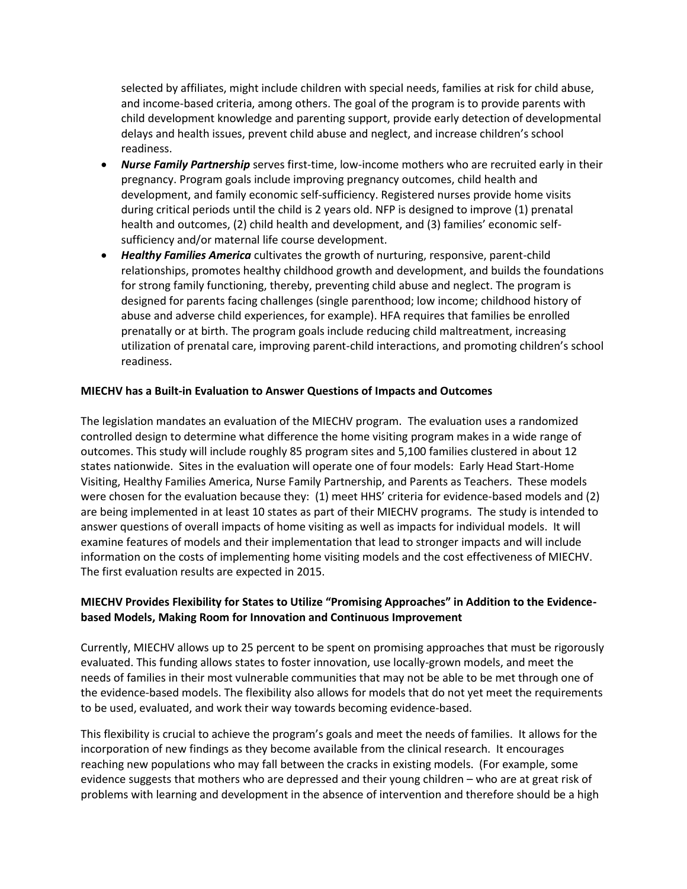selected by affiliates, might include children with special needs, families at risk for child abuse, and income-based criteria, among others. The goal of the program is to provide parents with child development knowledge and parenting support, provide early detection of developmental delays and health issues, prevent child abuse and neglect, and increase children's school readiness.

- ***Nurse Family Partnership*** serves first-time, low-income mothers who are recruited early in their pregnancy. Program goals include improving pregnancy outcomes, child health and development, and family economic self-sufficiency. Registered nurses provide home visits during critical periods until the child is 2 years old. NFP is designed to improve (1) prenatal health and outcomes, (2) child health and development, and (3) families' economic self-sufficiency and/or maternal life course development.
- ***Healthy Families America*** cultivates the growth of nurturing, responsive, parent-child relationships, promotes healthy childhood growth and development, and builds the foundations for strong family functioning, thereby, preventing child abuse and neglect. The program is designed for parents facing challenges (single parenthood; low income; childhood history of abuse and adverse child experiences, for example). HFA requires that families be enrolled prenatally or at birth. The program goals include reducing child maltreatment, increasing utilization of prenatal care, improving parent-child interactions, and promoting children's school readiness.

**MIECHV has a Built-in Evaluation to Answer Questions of Impacts and Outcomes**

The legislation mandates an evaluation of the MIECHV program. The evaluation uses a randomized controlled design to determine what difference the home visiting program makes in a wide range of outcomes. This study will include roughly 85 program sites and 5,100 families clustered in about 12 states nationwide. Sites in the evaluation will operate one of four models: Early Head Start-Home Visiting, Healthy Families America, Nurse Family Partnership, and Parents as Teachers. These models were chosen for the evaluation because they: (1) meet HHS' criteria for evidence-based models and (2) are being implemented in at least 10 states as part of their MIECHV programs. The study is intended to answer questions of overall impacts of home visiting as well as impacts for individual models. It will examine features of models and their implementation that lead to stronger impacts and will include information on the costs of implementing home visiting models and the cost effectiveness of MIECHV. The first evaluation results are expected in 2015.

**MIECHV Provides Flexibility for States to Utilize "Promising Approaches" in Addition to the Evidence-based Models, Making Room for Innovation and Continuous Improvement**

Currently, MIECHV allows up to 25 percent to be spent on promising approaches that must be rigorously evaluated. This funding allows states to foster innovation, use locally-grown models, and meet the needs of families in their most vulnerable communities that may not be able to be met through one of the evidence-based models. The flexibility also allows for models that do not yet meet the requirements to be used, evaluated, and work their way towards becoming evidence-based.

This flexibility is crucial to achieve the program's goals and meet the needs of families. It allows for the incorporation of new findings as they become available from the clinical research. It encourages reaching new populations who may fall between the cracks in existing models. (For example, some evidence suggests that mothers who are depressed and their young children – who are at great risk of problems with learning and development in the absence of intervention and therefore should be a high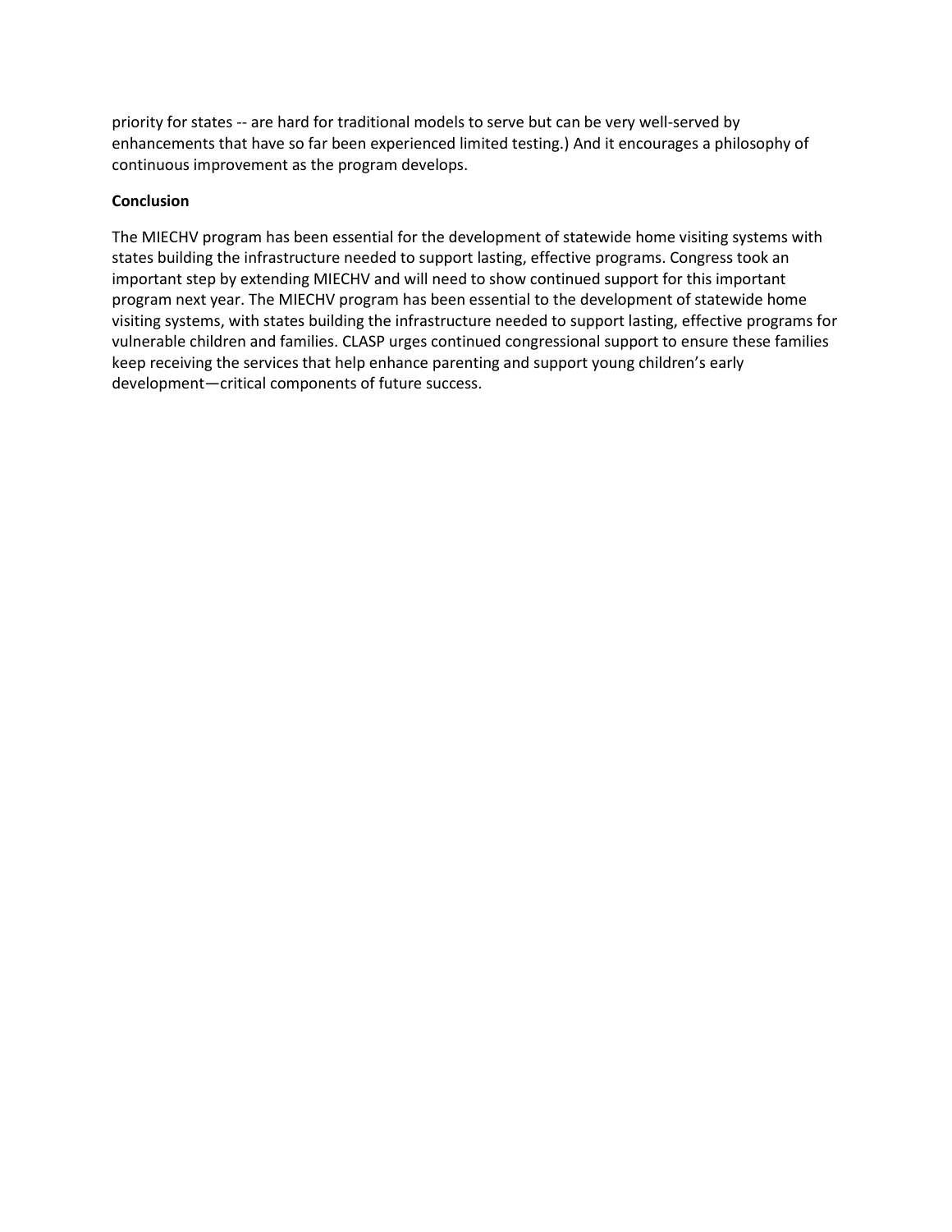priority for states -- are hard for traditional models to serve but can be very well-served by enhancements that have so far been experienced limited testing.) And it encourages a philosophy of continuous improvement as the program develops.

**Conclusion**

The MIECHV program has been essential for the development of statewide home visiting systems with states building the infrastructure needed to support lasting, effective programs. Congress took an important step by extending MIECHV and will need to show continued support for this important program next year. The MIECHV program has been essential to the development of statewide home visiting systems, with states building the infrastructure needed to support lasting, effective programs for vulnerable children and families. CLASP urges continued congressional support to ensure these families keep receiving the services that help enhance parenting and support young children's early development—critical components of future success.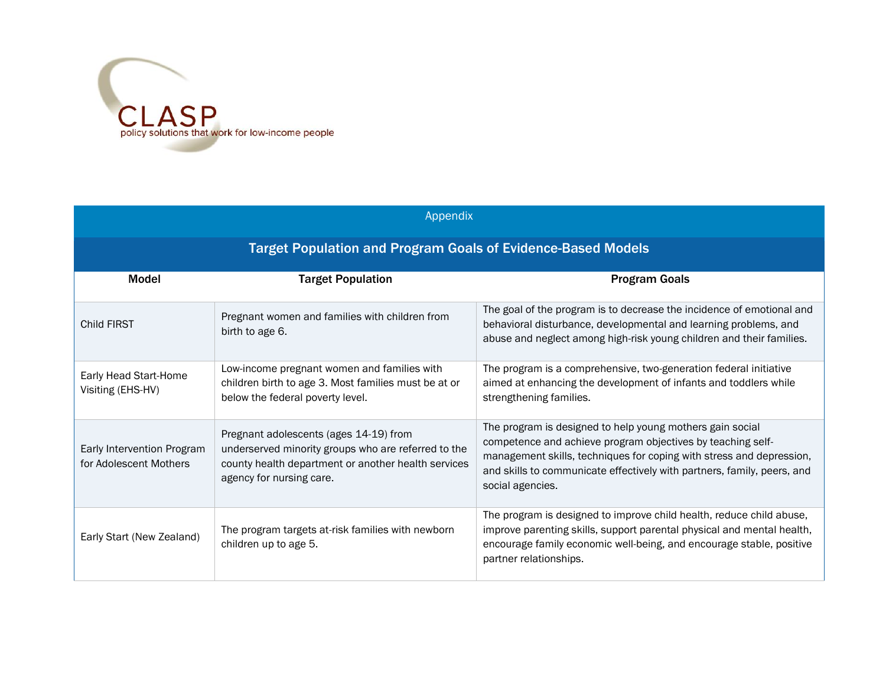CLASP
policy solutions that work for low-income people

## Appendix

### Target Population and Program Goals of Evidence-Based Models

| Model | Target Population | Program Goals |
|---|---|---|
| Child FIRST | Pregnant women and families with children from birth to age 6. | The goal of the program is to decrease the incidence of emotional and behavioral disturbance, developmental and learning problems, and abuse and neglect among high-risk young children and their families. |
| Early Head Start-Home Visiting (EHS-HV) | Low-income pregnant women and families with children birth to age 3. Most families must be at or below the federal poverty level. | The program is a comprehensive, two-generation federal initiative aimed at enhancing the development of infants and toddlers while strengthening families. |
| Early Intervention Program for Adolescent Mothers | Pregnant adolescents (ages 14-19) from underserved minority groups who are referred to the county health department or another health services agency for nursing care. | The program is designed to help young mothers gain social competence and achieve program objectives by teaching self-management skills, techniques for coping with stress and depression, and skills to communicate effectively with partners, family, peers, and social agencies. |
| Early Start (New Zealand) | The program targets at-risk families with newborn children up to age 5. | The program is designed to improve child health, reduce child abuse, improve parenting skills, support parental physical and mental health, encourage family economic well-being, and encourage stable, positive partner relationships. |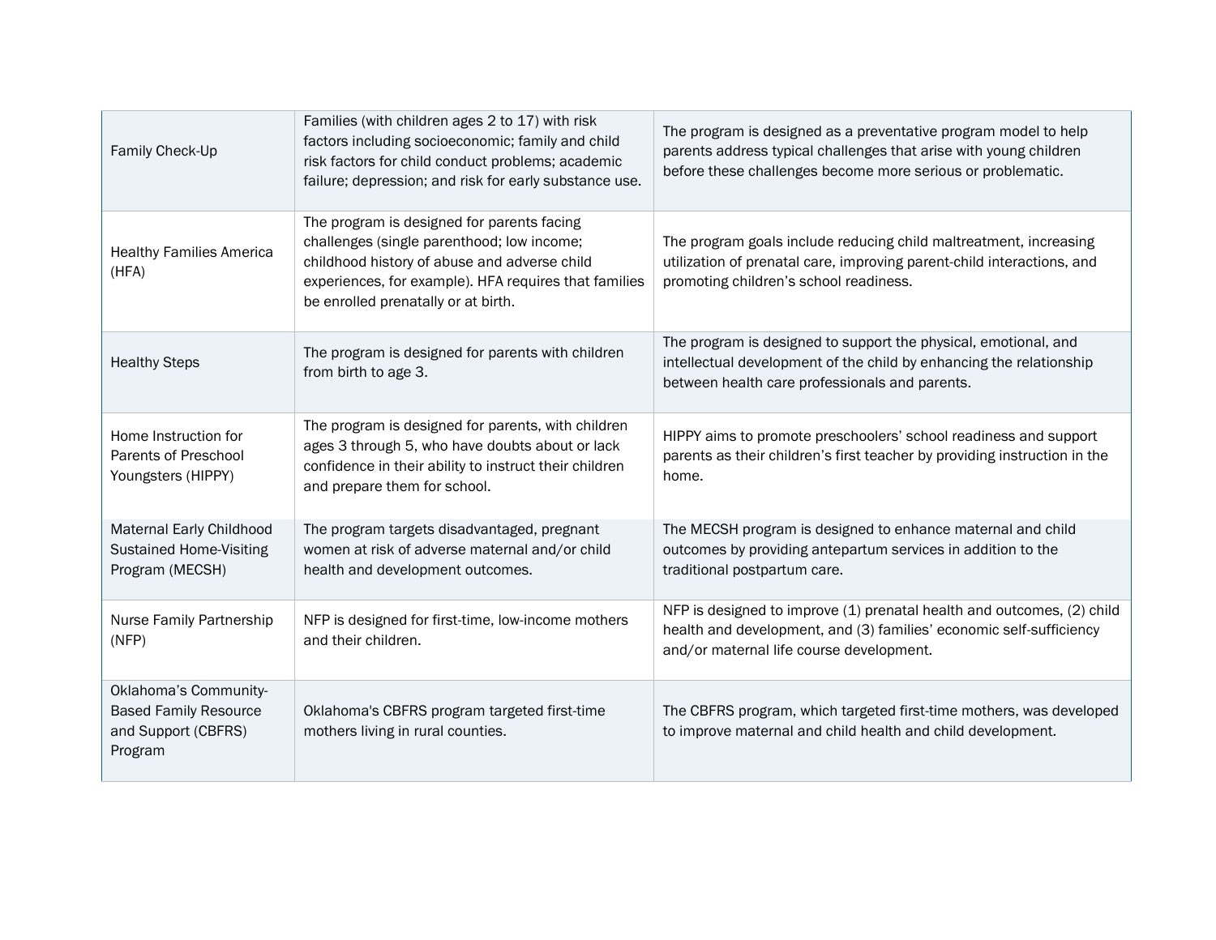| | | |
|---|---|---|
| Family Check-Up | Families (with children ages 2 to 17) with risk factors including socioeconomic; family and child risk factors for child conduct problems; academic failure; depression; and risk for early substance use. | The program is designed as a preventative program model to help parents address typical challenges that arise with young children before these challenges become more serious or problematic. |
| Healthy Families America (HFA) | The program is designed for parents facing challenges (single parenthood; low income; childhood history of abuse and adverse child experiences, for example). HFA requires that families be enrolled prenatally or at birth. | The program goals include reducing child maltreatment, increasing utilization of prenatal care, improving parent-child interactions, and promoting children's school readiness. |
| Healthy Steps | The program is designed for parents with children from birth to age 3. | The program is designed to support the physical, emotional, and intellectual development of the child by enhancing the relationship between health care professionals and parents. |
| Home Instruction for Parents of Preschool Youngsters (HIPPY) | The program is designed for parents, with children ages 3 through 5, who have doubts about or lack confidence in their ability to instruct their children and prepare them for school. | HIPPY aims to promote preschoolers' school readiness and support parents as their children's first teacher by providing instruction in the home. |
| Maternal Early Childhood Sustained Home-Visiting Program (MECSH) | The program targets disadvantaged, pregnant women at risk of adverse maternal and/or child health and development outcomes. | The MECSH program is designed to enhance maternal and child outcomes by providing antepartum services in addition to the traditional postpartum care. |
| Nurse Family Partnership (NFP) | NFP is designed for first-time, low-income mothers and their children. | NFP is designed to improve (1) prenatal health and outcomes, (2) child health and development, and (3) families' economic self-sufficiency and/or maternal life course development. |
| Oklahoma's Community-Based Family Resource and Support (CBFRS) Program | Oklahoma's CBFRS program targeted first-time mothers living in rural counties. | The CBFRS program, which targeted first-time mothers, was developed to improve maternal and child health and child development. |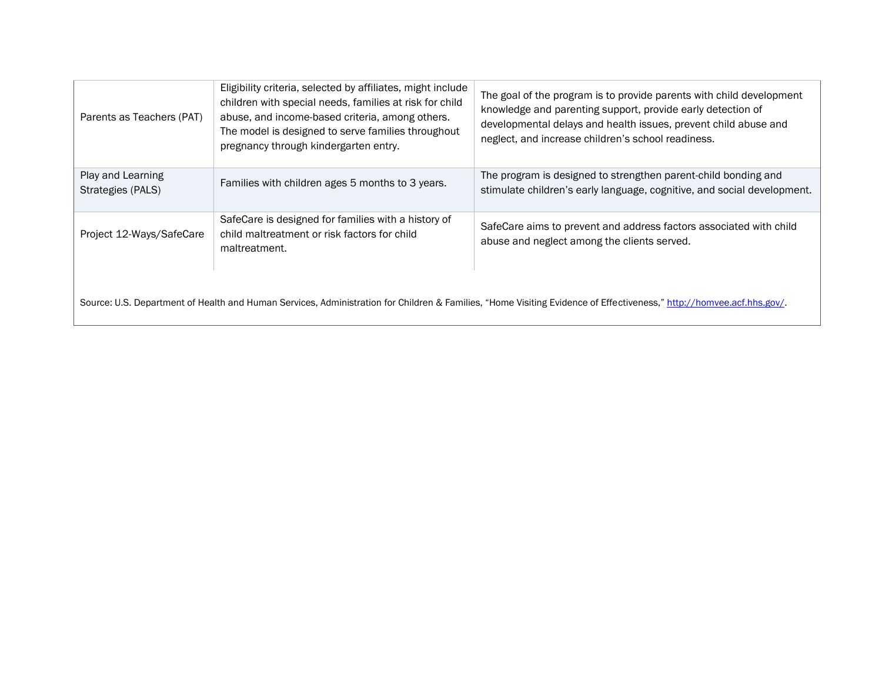| | | |
|---|---|---|
| Parents as Teachers (PAT) | Eligibility criteria, selected by affiliates, might include children with special needs, families at risk for child abuse, and income-based criteria, among others. The model is designed to serve families throughout pregnancy through kindergarten entry. | The goal of the program is to provide parents with child development knowledge and parenting support, provide early detection of developmental delays and health issues, prevent child abuse and neglect, and increase children's school readiness. |
| Play and Learning Strategies (PALS) | Families with children ages 5 months to 3 years. | The program is designed to strengthen parent-child bonding and stimulate children's early language, cognitive, and social development. |
| Project 12-Ways/SafeCare | SafeCare is designed for families with a history of child maltreatment or risk factors for child maltreatment. | SafeCare aims to prevent and address factors associated with child abuse and neglect among the clients served. |

Source: U.S. Department of Health and Human Services, Administration for Children & Families, "Home Visiting Evidence of Effectiveness," http://homvee.acf.hhs.gov/.